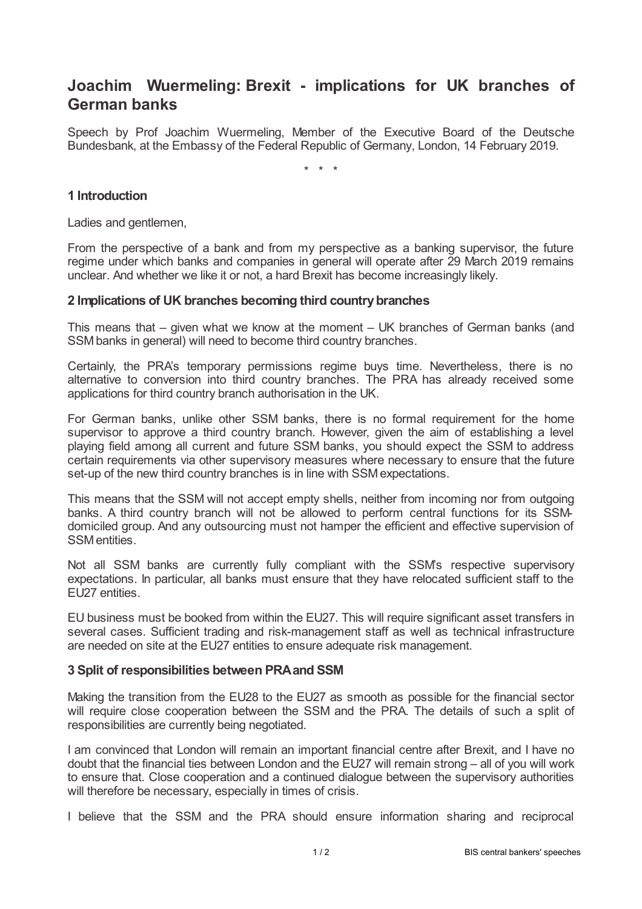# Joachim Wuermeling: Brexit - implications for UK branches of German banks

Speech by Prof Joachim Wuermeling, Member of the Executive Board of the Deutsche Bundesbank, at the Embassy of the Federal Republic of Germany, London, 14 February 2019.

\* \* \*

## 1 Introduction

Ladies and gentlemen,

From the perspective of a bank and from my perspective as a banking supervisor, the future regime under which banks and companies in general will operate after 29 March 2019 remains unclear. And whether we like it or not, a hard Brexit has become increasingly likely.

## 2 Implications of UK branches becoming third country branches

This means that – given what we know at the moment – UK branches of German banks (and SSM banks in general) will need to become third country branches.

Certainly, the PRA's temporary permissions regime buys time. Nevertheless, there is no alternative to conversion into third country branches. The PRA has already received some applications for third country branch authorisation in the UK.

For German banks, unlike other SSM banks, there is no formal requirement for the home supervisor to approve a third country branch. However, given the aim of establishing a level playing field among all current and future SSM banks, you should expect the SSM to address certain requirements via other supervisory measures where necessary to ensure that the future set-up of the new third country branches is in line with SSM expectations.

This means that the SSM will not accept empty shells, neither from incoming nor from outgoing banks. A third country branch will not be allowed to perform central functions for its SSM-domiciled group. And any outsourcing must not hamper the efficient and effective supervision of SSM entities.

Not all SSM banks are currently fully compliant with the SSM's respective supervisory expectations. In particular, all banks must ensure that they have relocated sufficient staff to the EU27 entities.

EU business must be booked from within the EU27. This will require significant asset transfers in several cases. Sufficient trading and risk-management staff as well as technical infrastructure are needed on site at the EU27 entities to ensure adequate risk management.

## 3 Split of responsibilities between PRA and SSM

Making the transition from the EU28 to the EU27 as smooth as possible for the financial sector will require close cooperation between the SSM and the PRA. The details of such a split of responsibilities are currently being negotiated.

I am convinced that London will remain an important financial centre after Brexit, and I have no doubt that the financial ties between London and the EU27 will remain strong – all of you will work to ensure that. Close cooperation and a continued dialogue between the supervisory authorities will therefore be necessary, especially in times of crisis.

I believe that the SSM and the PRA should ensure information sharing and reciprocal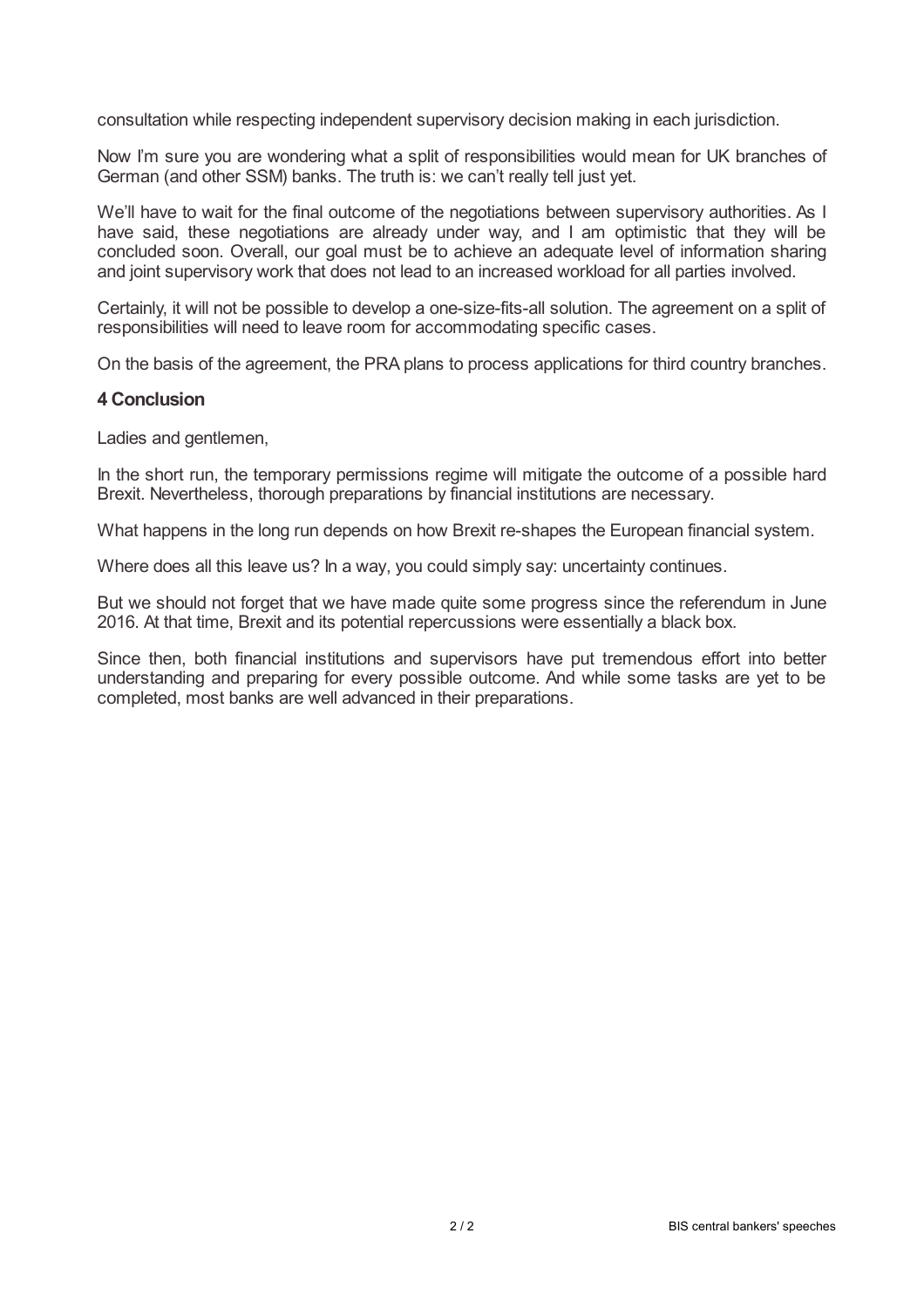consultation while respecting independent supervisory decision making in each jurisdiction.

Now I'm sure you are wondering what a split of responsibilities would mean for UK branches of German (and other SSM) banks. The truth is: we can't really tell just yet.

We'll have to wait for the final outcome of the negotiations between supervisory authorities. As I have said, these negotiations are already under way, and I am optimistic that they will be concluded soon. Overall, our goal must be to achieve an adequate level of information sharing and joint supervisory work that does not lead to an increased workload for all parties involved.

Certainly, it will not be possible to develop a one-size-fits-all solution. The agreement on a split of responsibilities will need to leave room for accommodating specific cases.

On the basis of the agreement, the PRA plans to process applications for third country branches.

### 4 Conclusion

Ladies and gentlemen,

In the short run, the temporary permissions regime will mitigate the outcome of a possible hard Brexit. Nevertheless, thorough preparations by financial institutions are necessary.

What happens in the long run depends on how Brexit re-shapes the European financial system.

Where does all this leave us? In a way, you could simply say: uncertainty continues.

But we should not forget that we have made quite some progress since the referendum in June 2016. At that time, Brexit and its potential repercussions were essentially a black box.

Since then, both financial institutions and supervisors have put tremendous effort into better understanding and preparing for every possible outcome. And while some tasks are yet to be completed, most banks are well advanced in their preparations.